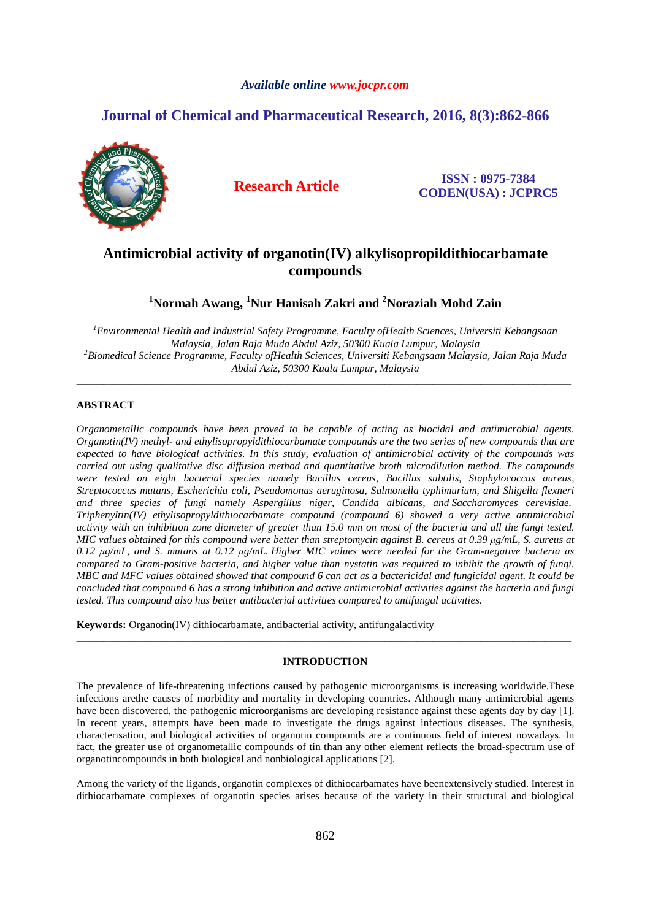*Available online www.jocpr.com*

## Journal of Chemical and Pharmaceutical Research, 2016, 8(3):862-866

**Research Article**

**ISSN : 0975-7384**
**CODEN(USA) : JCPRC5**

# Antimicrobial activity of organotin(IV) alkylisopropildithiocarbamate compounds

**[1]Normah Awang, [1]Nur Hanisah Zakri and [2]Noraziah Mohd Zain**

*[1]Environmental Health and Industrial Safety Programme, Faculty ofHealth Sciences, Universiti Kebangsaan Malaysia, Jalan Raja Muda Abdul Aziz, 50300 Kuala Lumpur, Malaysia*
*[2]Biomedical Science Programme, Faculty ofHealth Sciences, Universiti Kebangsaan Malaysia, Jalan Raja Muda Abdul Aziz, 50300 Kuala Lumpur, Malaysia*

---

## ABSTRACT

*Organometallic compounds have been proved to be capable of acting as biocidal and antimicrobial agents. Organotin(IV) methyl- and ethylisopropyldithiocarbamate compounds are the two series of new compounds that are expected to have biological activities. In this study, evaluation of antimicrobial activity of the compounds was carried out using qualitative disc diffusion method and quantitative broth microdilution method. The compounds were tested on eight bacterial species namely Bacillus cereus, Bacillus subtilis, Staphylococcus aureus, Streptococcus mutans, Escherichia coli, Pseudomonas aeruginosa, Salmonella typhimurium, and Shigella flexneri and three species of fungi namely Aspergillus niger, Candida albicans, and Saccharomyces cerevisiae. Triphenyltin(IV) ethylisopropyldithiocarbamate compound (compound **6**) showed a very active antimicrobial activity with an inhibition zone diameter of greater than 15.0 mm on most of the bacteria and all the fungi tested. MIC values obtained for this compound were better than streptomycin against B. cereus at 0.39 μg/mL, S. aureus at 0.12 μg/mL, and S. mutans at 0.12 μg/mL. Higher MIC values were needed for the Gram-negative bacteria as compared to Gram-positive bacteria, and higher value than nystatin was required to inhibit the growth of fungi. MBC and MFC values obtained showed that compound **6** can act as a bactericidal and fungicidal agent. It could be concluded that compound **6** has a strong inhibition and active antimicrobial activities against the bacteria and fungi tested. This compound also has better antibacterial activities compared to antifungal activities.*

**Keywords:** Organotin(IV) dithiocarbamate, antibacterial activity, antifungalactivity

---

## INTRODUCTION

The prevalence of life-threatening infections caused by pathogenic microorganisms is increasing worldwide.These infections arethe causes of morbidity and mortality in developing countries. Although many antimicrobial agents have been discovered, the pathogenic microorganisms are developing resistance against these agents day by day [1]. In recent years, attempts have been made to investigate the drugs against infectious diseases. The synthesis, characterisation, and biological activities of organotin compounds are a continuous field of interest nowadays. In fact, the greater use of organometallic compounds of tin than any other element reflects the broad-spectrum use of organotincompounds in both biological and nonbiological applications [2].

Among the variety of the ligands, organotin complexes of dithiocarbamates have beenextensively studied. Interest in dithiocarbamate complexes of organotin species arises because of the variety in their structural and biological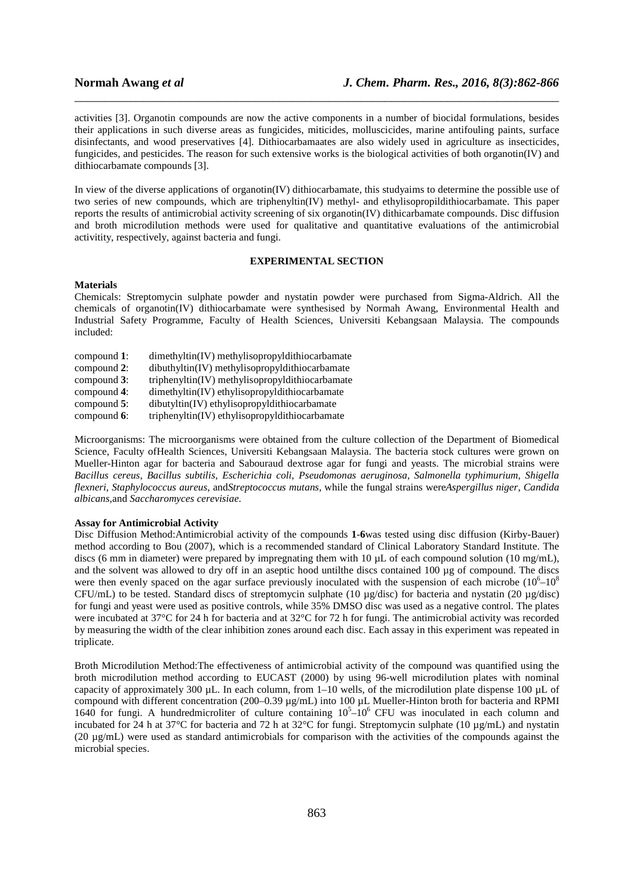activities [3]. Organotin compounds are now the active components in a number of biocidal formulations, besides their applications in such diverse areas as fungicides, miticides, molluscicides, marine antifouling paints, surface disinfectants, and wood preservatives [4]. Dithiocarbamaates are also widely used in agriculture as insecticides, fungicides, and pesticides. The reason for such extensive works is the biological activities of both organotin(IV) and dithiocarbamate compounds [3].

In view of the diverse applications of organotin(IV) dithiocarbamate, this studyaims to determine the possible use of two series of new compounds, which are triphenyltin(IV) methyl- and ethylisopropildithiocarbamate. This paper reports the results of antimicrobial activity screening of six organotin(IV) dithicarbamate compounds. Disc diffusion and broth microdilution methods were used for qualitative and quantitative evaluations of the antimicrobial activitity, respectively, against bacteria and fungi.

## EXPERIMENTAL SECTION

### Materials

Chemicals: Streptomycin sulphate powder and nystatin powder were purchased from Sigma-Aldrich. All the chemicals of organotin(IV) dithiocarbamate were synthesised by Normah Awang, Environmental Health and Industrial Safety Programme, Faculty of Health Sciences, Universiti Kebangsaan Malaysia. The compounds included:

compound **1**: dimethyltin(IV) methylisopropyldithiocarbamate
compound **2**: dibuthyltin(IV) methylisopropyldithiocarbamate
compound **3**: triphenyltin(IV) methylisopropyldithiocarbamate
compound **4**: dimethyltin(IV) ethylisopropyldithiocarbamate
compound **5**: dibutyltin(IV) ethylisopropyldithiocarbamate
compound **6**: triphenyltin(IV) ethylisopropyldithiocarbamate

Microorganisms: The microorganisms were obtained from the culture collection of the Department of Biomedical Science, Faculty ofHealth Sciences, Universiti Kebangsaan Malaysia. The bacteria stock cultures were grown on Mueller-Hinton agar for bacteria and Sabouraud dextrose agar for fungi and yeasts. The microbial strains were *Bacillus cereus*, *Bacillus subtilis*, *Escherichia coli*, *Pseudomonas aeruginosa*, *Salmonella typhimurium*, *Shigella flexneri*, *Staphylococcus aureus*, and*Streptococcus mutans*, while the fungal strains were*Aspergillus niger*, *Candida albicans*,and *Saccharomyces cerevisiae*.

### Assay for Antimicrobial Activity

Disc Diffusion Method:Antimicrobial activity of the compounds **1**-**6**was tested using disc diffusion (Kirby-Bauer) method according to Bou (2007), which is a recommended standard of Clinical Laboratory Standard Institute. The discs (6 mm in diameter) were prepared by impregnating them with 10 µL of each compound solution (10 mg/mL), and the solvent was allowed to dry off in an aseptic hood untilthe discs contained 100 µg of compound. The discs were then evenly spaced on the agar surface previously inoculated with the suspension of each microbe ($10^6$–$10^8$ CFU/mL) to be tested. Standard discs of streptomycin sulphate (10 µg/disc) for bacteria and nystatin (20 µg/disc) for fungi and yeast were used as positive controls, while 35% DMSO disc was used as a negative control. The plates were incubated at 37°C for 24 h for bacteria and at 32°C for 72 h for fungi. The antimicrobial activity was recorded by measuring the width of the clear inhibition zones around each disc. Each assay in this experiment was repeated in triplicate.

Broth Microdilution Method:The effectiveness of antimicrobial activity of the compound was quantified using the broth microdilution method according to EUCAST (2000) by using 96-well microdilution plates with nominal capacity of approximately 300 µL. In each column, from 1–10 wells, of the microdilution plate dispense 100 µL of compound with different concentration (200–0.39 µg/mL) into 100 µL Mueller-Hinton broth for bacteria and RPMI 1640 for fungi. A hundredmicroliter of culture containing $10^5$–$10^6$ CFU was inoculated in each column and incubated for 24 h at 37°C for bacteria and 72 h at 32°C for fungi. Streptomycin sulphate (10 µg/mL) and nystatin (20 µg/mL) were used as standard antimicrobials for comparison with the activities of the compounds against the microbial species.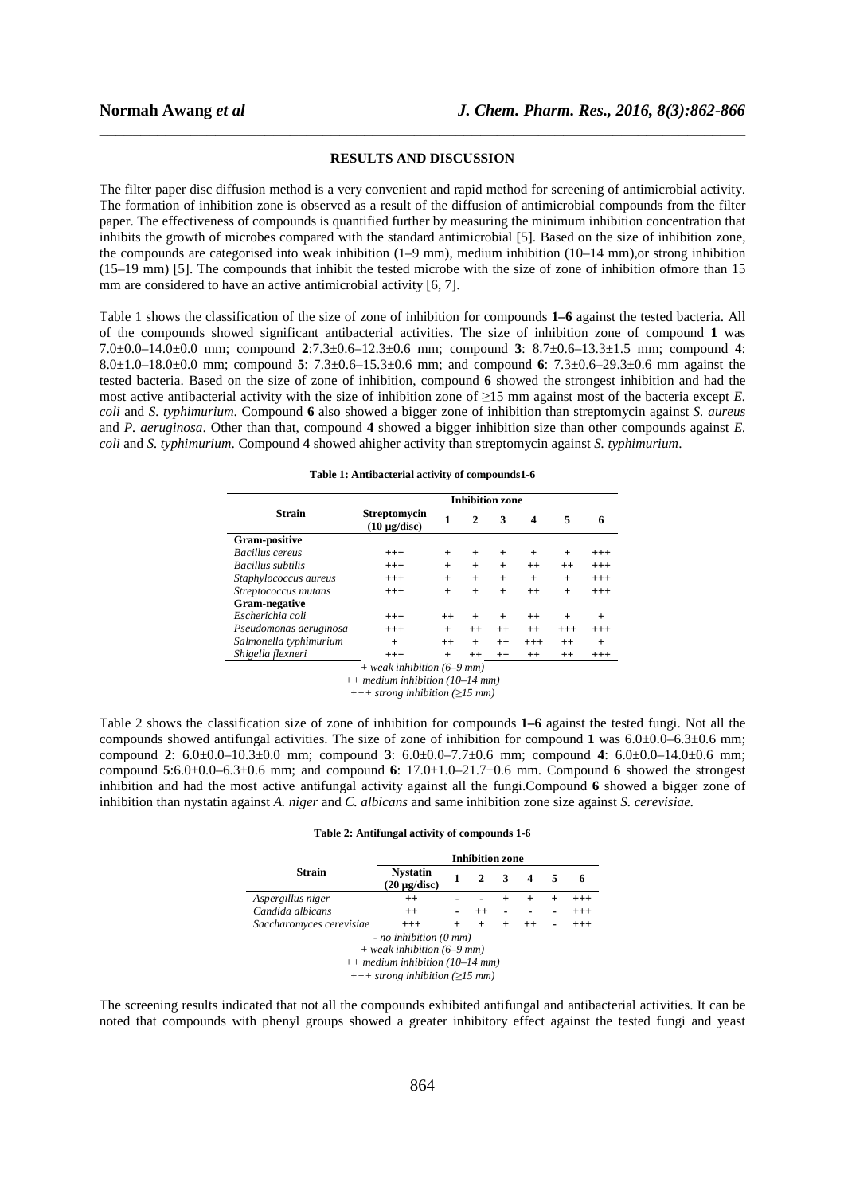## RESULTS AND DISCUSSION

The filter paper disc diffusion method is a very convenient and rapid method for screening of antimicrobial activity. The formation of inhibition zone is observed as a result of the diffusion of antimicrobial compounds from the filter paper. The effectiveness of compounds is quantified further by measuring the minimum inhibition concentration that inhibits the growth of microbes compared with the standard antimicrobial [5]. Based on the size of inhibition zone, the compounds are categorised into weak inhibition (1–9 mm), medium inhibition (10–14 mm),or strong inhibition (15–19 mm) [5]. The compounds that inhibit the tested microbe with the size of zone of inhibition ofmore than 15 mm are considered to have an active antimicrobial activity [6, 7].

Table 1 shows the classification of the size of zone of inhibition for compounds **1–6** against the tested bacteria. All of the compounds showed significant antibacterial activities. The size of inhibition zone of compound **1** was 7.0±0.0–14.0±0.0 mm; compound **2**:7.3±0.6–12.3±0.6 mm; compound **3**: 8.7±0.6–13.3±1.5 mm; compound **4**: 8.0±1.0–18.0±0.0 mm; compound **5**: 7.3±0.6–15.3±0.6 mm; and compound **6**: 7.3±0.6–29.3±0.6 mm against the tested bacteria. Based on the size of zone of inhibition, compound **6** showed the strongest inhibition and had the most active antibacterial activity with the size of inhibition zone of ≥15 mm against most of the bacteria except *E. coli* and *S. typhimurium.* Compound **6** also showed a bigger zone of inhibition than streptomycin against *S. aureus* and *P. aeruginosa*. Other than that, compound **4** showed a bigger inhibition size than other compounds against *E. coli* and *S. typhimurium*. Compound **4** showed ahigher activity than streptomycin against *S. typhimurium*.

**Table 1: Antibacterial activity of compounds1-6**

| Strain | Inhibition zone | | | | | | |
|---|---|---|---|---|---|---|---|
| | **Streptomycin (10 µg/disc)** | **1** | **2** | **3** | **4** | **5** | **6** |
| **Gram-positive** | | | | | | | |
| *Bacillus cereus* | +++ | + | + | + | + | + | +++ |
| *Bacillus subtilis* | +++ | + | + | + | ++ | ++ | +++ |
| *Staphylococcus aureus* | +++ | + | + | + | + | + | +++ |
| *Streptococcus mutans* | +++ | + | + | + | ++ | + | +++ |
| **Gram-negative** | | | | | | | |
| *Escherichia coli* | +++ | ++ | + | + | ++ | + | + |
| *Pseudomonas aeruginosa* | +++ | + | ++ | ++ | ++ | +++ | +++ |
| *Salmonella typhimurium* | + | ++ | + | ++ | +++ | ++ | + |
| *Shigella flexneri* | +++ | + | ++ | ++ | ++ | ++ | +++ |

*+ weak inhibition (6–9 mm)*
*++ medium inhibition (10–14 mm)*
*+++ strong inhibition (≥15 mm)*

Table 2 shows the classification size of zone of inhibition for compounds **1–6** against the tested fungi. Not all the compounds showed antifungal activities. The size of zone of inhibition for compound **1** was 6.0±0.0–6.3±0.6 mm; compound **2**: 6.0±0.0–10.3±0.0 mm; compound **3**: 6.0±0.0–7.7±0.6 mm; compound **4**: 6.0±0.0–14.0±0.6 mm; compound **5**:6.0±0.0–6.3±0.6 mm; and compound **6**: 17.0±1.0–21.7±0.6 mm. Compound **6** showed the strongest inhibition and had the most active antifungal activity against all the fungi.Compound **6** showed a bigger zone of inhibition than nystatin against *A. niger* and *C. albicans* and same inhibition zone size against *S. cerevisiae.*

**Table 2: Antifungal activity of compounds 1-6**

| Strain | Inhibition zone | | | | | | |
|---|---|---|---|---|---|---|---|
| | **Nystatin (20 µg/disc)** | **1** | **2** | **3** | **4** | **5** | **6** |
| *Aspergillus niger* | ++ | - | - | + | + | + | +++ |
| *Candida albicans* | ++ | - | ++ | - | - | - | +++ |
| *Saccharomyces cerevisiae* | +++ | + | + | + | ++ | - | +++ |

*- no inhibition (0 mm)*
*+ weak inhibition (6–9 mm)*
*++ medium inhibition (10–14 mm)*
*+++ strong inhibition (≥15 mm)*

The screening results indicated that not all the compounds exhibited antifungal and antibacterial activities. It can be noted that compounds with phenyl groups showed a greater inhibitory effect against the tested fungi and yeast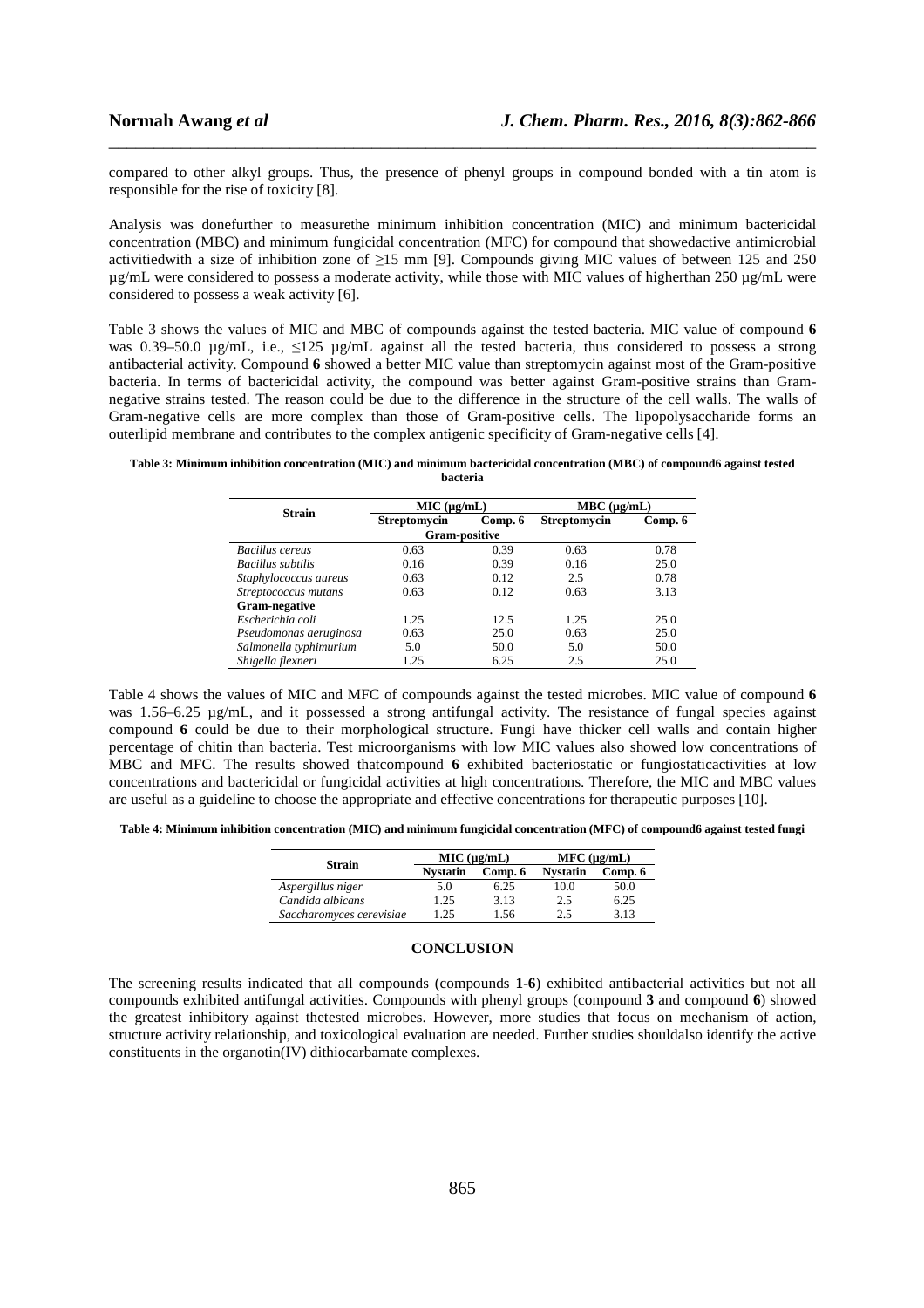compared to other alkyl groups. Thus, the presence of phenyl groups in compound bonded with a tin atom is responsible for the rise of toxicity [8].

Analysis was donefurther to measurethe minimum inhibition concentration (MIC) and minimum bactericidal concentration (MBC) and minimum fungicidal concentration (MFC) for compound that showedactive antimicrobial activitiedwith a size of inhibition zone of ≥15 mm [9]. Compounds giving MIC values of between 125 and 250 µg/mL were considered to possess a moderate activity, while those with MIC values of higherthan 250 µg/mL were considered to possess a weak activity [6].

Table 3 shows the values of MIC and MBC of compounds against the tested bacteria. MIC value of compound **6** was 0.39–50.0 µg/mL, i.e., ≤125 µg/mL against all the tested bacteria, thus considered to possess a strong antibacterial activity. Compound **6** showed a better MIC value than streptomycin against most of the Gram-positive bacteria. In terms of bactericidal activity, the compound was better against Gram-positive strains than Gram-negative strains tested. The reason could be due to the difference in the structure of the cell walls. The walls of Gram-negative cells are more complex than those of Gram-positive cells. The lipopolysaccharide forms an outerlipid membrane and contributes to the complex antigenic specificity of Gram-negative cells [4].

**Table 3: Minimum inhibition concentration (MIC) and minimum bactericidal concentration (MBC) of compound6 against tested bacteria**

| Strain | MIC (µg/mL) | | MBC (µg/mL) | |
|---|---|---|---|---|
| | Streptomycin | Comp. 6 | Streptomycin | Comp. 6 |
| **Gram-positive** | | | | |
| *Bacillus cereus* | 0.63 | 0.39 | 0.63 | 0.78 |
| *Bacillus subtilis* | 0.16 | 0.39 | 0.16 | 25.0 |
| *Staphylococcus aureus* | 0.63 | 0.12 | 2.5 | 0.78 |
| *Streptococcus mutans* | 0.63 | 0.12 | 0.63 | 3.13 |
| **Gram-negative** | | | | |
| *Escherichia coli* | 1.25 | 12.5 | 1.25 | 25.0 |
| *Pseudomonas aeruginosa* | 0.63 | 25.0 | 0.63 | 25.0 |
| *Salmonella typhimurium* | 5.0 | 50.0 | 5.0 | 50.0 |
| *Shigella flexneri* | 1.25 | 6.25 | 2.5 | 25.0 |

Table 4 shows the values of MIC and MFC of compounds against the tested microbes. MIC value of compound **6** was 1.56–6.25 µg/mL, and it possessed a strong antifungal activity. The resistance of fungal species against compound **6** could be due to their morphological structure. Fungi have thicker cell walls and contain higher percentage of chitin than bacteria. Test microorganisms with low MIC values also showed low concentrations of MBC and MFC. The results showed thatcompound **6** exhibited bacteriostatic or fungiostaticactivities at low concentrations and bactericidal or fungicidal activities at high concentrations. Therefore, the MIC and MBC values are useful as a guideline to choose the appropriate and effective concentrations for therapeutic purposes [10].

**Table 4: Minimum inhibition concentration (MIC) and minimum fungicidal concentration (MFC) of compound6 against tested fungi**

| Strain | MIC (µg/mL) | | MFC (µg/mL) | |
|---|---|---|---|---|
| | Nystatin | Comp. 6 | Nystatin | Comp. 6 |
| *Aspergillus niger* | 5.0 | 6.25 | 10.0 | 50.0 |
| *Candida albicans* | 1.25 | 3.13 | 2.5 | 6.25 |
| *Saccharomyces cerevisiae* | 1.25 | 1.56 | 2.5 | 3.13 |

## CONCLUSION

The screening results indicated that all compounds (compounds **1**-**6**) exhibited antibacterial activities but not all compounds exhibited antifungal activities. Compounds with phenyl groups (compound **3** and compound **6**) showed the greatest inhibitory against thetested microbes. However, more studies that focus on mechanism of action, structure activity relationship, and toxicological evaluation are needed. Further studies shouldalso identify the active constituents in the organotin(IV) dithiocarbamate complexes.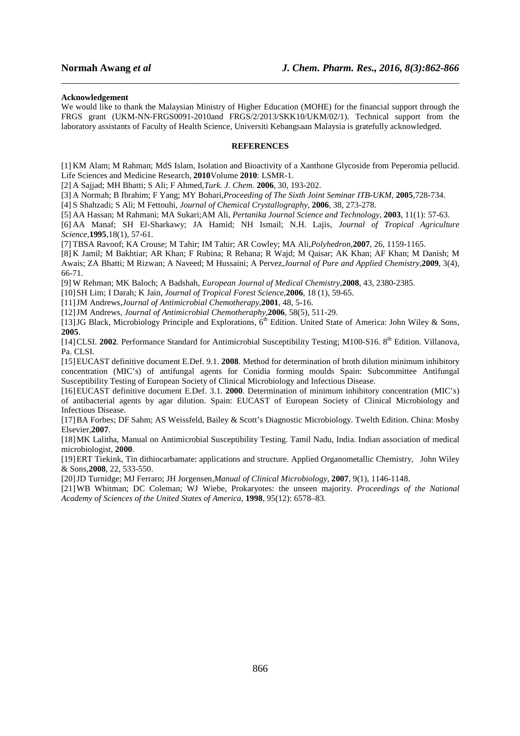**Acknowledgement**

We would like to thank the Malaysian Ministry of Higher Education (MOHE) for the financial support through the FRGS grant (UKM-NN-FRGS0091-2010and FRGS/2/2013/SKK10/UKM/02/1). Technical support from the laboratory assistants of Faculty of Health Science, Universiti Kebangsaan Malaysia is gratefully acknowledged.

## REFERENCES

[1] KM Alam; M Rahman; MdS Islam, Isolation and Bioactivity of a Xanthone Glycoside from Peperomia pellucid. Life Sciences and Medicine Research, **2010** Volume **2010**: LSMR-1.

[2] A Sajjad; MH Bhatti; S Ali; F Ahmed, *Turk. J. Chem*. **2006**, 30, 193-202.

[3] A Normah; B Ibrahim; F Yang; MY Bohari, *Proceeding of The Sixth Joint Seminar ITB-UKM*, **2005**, 728-734.

[4] S Shahzadi; S Ali; M Fettouhi, *Journal of Chemical Crystallography*, **2006**, 38, 273-278.

[5] AA Hassan; M Rahmani; MA Sukari; AM Ali, *Pertanika Journal Science and Technology*, **2003**, 11(1): 57-63.

[6] AA Manaf; SH El-Sharkawy; JA Hamid; NH Ismail; N.H. Lajis, *Journal of Tropical Agriculture Science*, **1995**, 18(1), 57-61.

[7] TBSA Ravoof; KA Crouse; M Tahir; IM Tahir; AR Cowley; MA Ali, *Polyhedron*, **2007**, 26, 1159-1165.

[8] K Jamil; M Bakhtiar; AR Khan; F Rubina; R Rehana; R Wajd; M Qaisar; AK Khan; AF Khan; M Danish; M Awais; ZA Bhatti; M Rizwan; A Naveed; M Hussaini; A Pervez, *Journal of Pure and Applied Chemistry*, **2009**, 3(4), 66-71.

[9] W Rehman; MK Baloch; A Badshah, *European Journal of Medical Chemistry*, **2008**, 43, 2380-2385.

[10] SH Lim; I Darah; K Jain, *Journal of Tropical Forest Science*, **2006**, 18 (1), 59-65.

[11] JM Andrews, *Journal of Antimicrobial Chemotherapy*, **2001**, 48, 5-16.

[12] JM Andrews, *Journal of Antimicrobial Chemotheraphy*, **2006**, 58(5), 511-29.

[13] JG Black, Microbiology Principle and Explorations, 6th Edition. United State of America: John Wiley & Sons, **2005**.

[14] CLSI. **2002**. Performance Standard for Antimicrobial Susceptibility Testing; M100-S16. 8th Edition. Villanova, Pa. CLSI.

[15] EUCAST definitive document E.Def. 9.1. **2008**. Method for determination of broth dilution minimum inhibitory concentration (MIC's) of antifungal agents for Conidia forming moulds Spain: Subcommittee Antifungal Susceptibility Testing of European Society of Clinical Microbiology and Infectious Disease.

[16] EUCAST definitive document E.Def. 3.1. **2000**. Determination of minimum inhibitory concentration (MIC's) of antibacterial agents by agar dilution. Spain: EUCAST of European Society of Clinical Microbiology and Infectious Disease.

[17] BA Forbes; DF Sahm; AS Weissfeld, Bailey & Scott's Diagnostic Microbiology. Twelth Edition. China: Mosby Elsevier, **2007**.

[18] MK Lalitha, Manual on Antimicrobial Susceptibility Testing. Tamil Nadu, India. Indian association of medical microbiologist, **2000**.

[19] ERT Tiekink, Tin dithiocarbamate: applications and structure. Applied Organometallic Chemistry, John Wiley & Sons, **2008**, 22, 533-550.

[20] JD Turnidge; MJ Ferraro; JH Jorgensen, *Manual of Clinical Microbiology*, **2007**, 9(1), 1146-1148.

[21] WB Whitman; DC Coleman; WJ Wiebe, Prokaryotes: the unseen majority. *Proceedings of the National Academy of Sciences of the United States of America*, **1998**, 95(12): 6578–83.